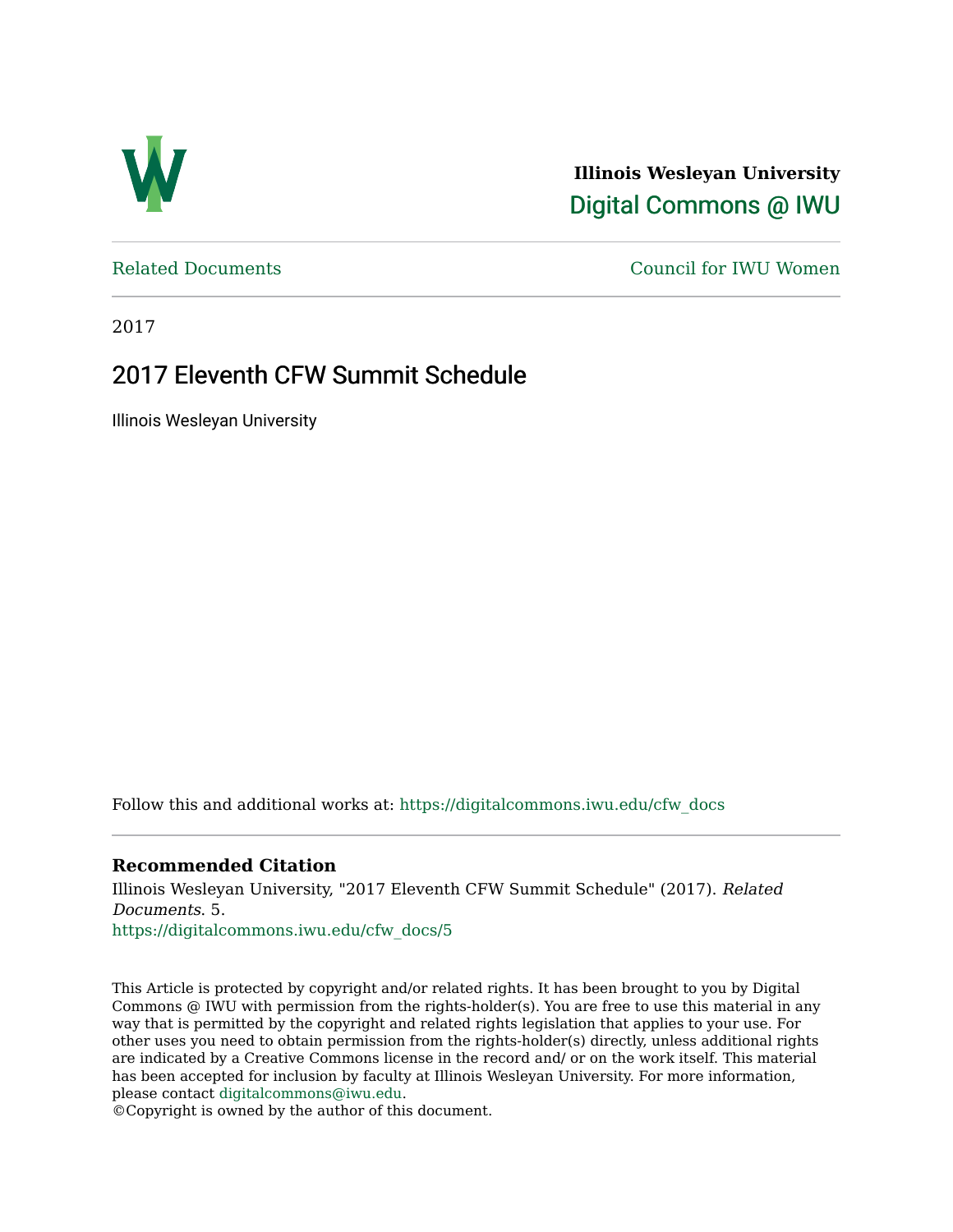**Illinois Wesleyan University**

Digital Commons @ IWU

Related Documents

Council for IWU Women

2017

# 2017 Eleventh CFW Summit Schedule

Illinois Wesleyan University

Follow this and additional works at: https://digitalcommons.iwu.edu/cfw_docs

### Recommended Citation

Illinois Wesleyan University, "2017 Eleventh CFW Summit Schedule" (2017). *Related Documents*. 5.
https://digitalcommons.iwu.edu/cfw_docs/5

This Article is protected by copyright and/or related rights. It has been brought to you by Digital Commons @ IWU with permission from the rights-holder(s). You are free to use this material in any way that is permitted by the copyright and related rights legislation that applies to your use. For other uses you need to obtain permission from the rights-holder(s) directly, unless additional rights are indicated by a Creative Commons license in the record and/ or on the work itself. This material has been accepted for inclusion by faculty at Illinois Wesleyan University. For more information, please contact digitalcommons@iwu.edu.
©Copyright is owned by the author of this document.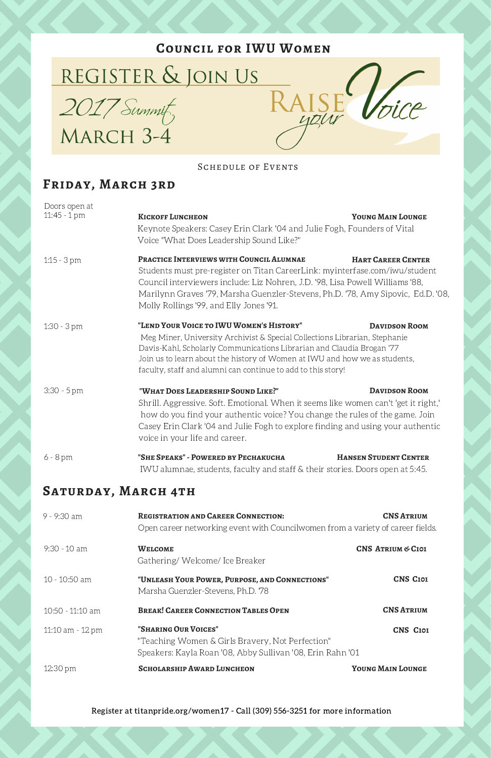# Council for IWU Women

## Register & Join Us

2017 Summit
March 3-4

Raise your Voice

Schedule of Events

## Friday, March 3rd

| | | |
|---|---|---|
| Doors open at 11:45 - 1 pm | **Kickoff Luncheon**<br>Keynote Speakers: Casey Erin Clark '04 and Julie Fogh, Founders of Vital Voice "What Does Leadership Sound Like?" | **Young Main Lounge** |
| 1:15 - 3 pm | **Practice Interviews with Council Alumnae**<br>Students must pre-register on Titan CareerLink: myinterfase.com/iwu/student<br>Council interviewers include: Liz Nohren, J.D. '98, Lisa Powell Williams '88, Marilynn Graves '79, Marsha Guenzler-Stevens, Ph.D. '78, Amy Sipovic, Ed.D. '08, Molly Rollings '99, and Elly Jones '91. | **Hart Career Center** |
| 1:30 - 3 pm | **"Lend Your Voice to IWU Women's History"**<br>Meg Miner, University Archivist & Special Collections Librarian, Stephanie Davis-Kahl, Scholarly Communications Librarian and Claudia Brogan '77<br>Join us to learn about the history of Women at IWU and how we as students, faculty, staff and alumni can continue to add to this story! | **Davidson Room** |
| 3:30 - 5 pm | **"What Does Leadership Sound Like?"**<br>Shrill. Aggressive. Soft. Emotional. When it seems like women can't 'get it right,' how do you find your authentic voice? You change the rules of the game. Join Casey Erin Clark '04 and Julie Fogh to explore finding and using your authentic voice in your life and career. | **Davidson Room** |
| 6 - 8 pm | **"She Speaks" - Powered by PechaKucha**<br>IWU alumnae, students, faculty and staff & their stories. Doors open at 5:45. | **Hansen Student Center** |

## Saturday, March 4th

| | | |
|---|---|---|
| 9 - 9:30 am | **Registration and Career Connection:**<br>Open career networking event with Councilwomen from a variety of career fields. | **CNS Atrium** |
| 9:30 - 10 am | **Welcome**<br>Gathering/ Welcome/ Ice Breaker | **CNS Atrium & C101** |
| 10 - 10:50 am | **"Unleash Your Power, Purpose, and Connections"**<br>Marsha Guenzler-Stevens, Ph.D. '78 | **CNS C101** |
| 10:50 - 11:10 am | **Break! Career Connection Tables Open** | **CNS Atrium** |
| 11:10 am - 12 pm | **"Sharing Our Voices"**<br>"Teaching Women & Girls Bravery, Not Perfection"<br>Speakers: Kayla Roan '08, Abby Sullivan '08, Erin Rahn '01 | **CNS C101** |
| 12:30 pm | **Scholarship Award Luncheon** | **Young Main Lounge** |

Register at titanpride.org/women17 - Call (309) 556-3251 for more information